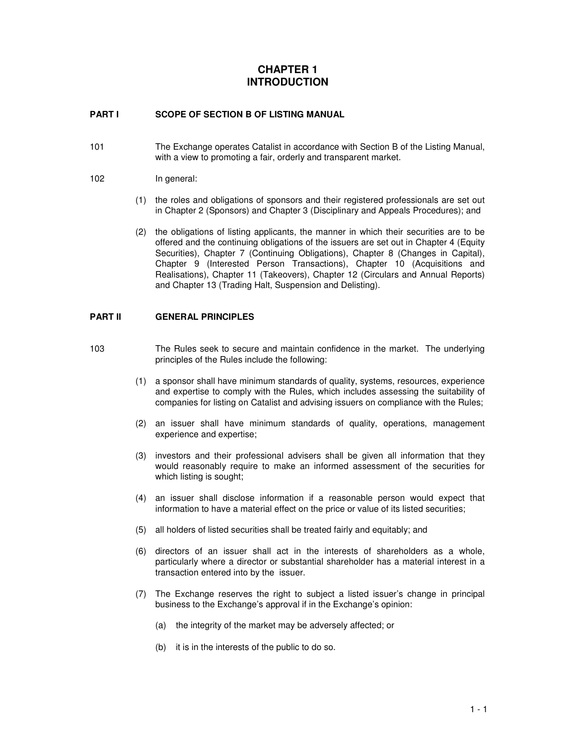# CHAPTER 1
# INTRODUCTION

## PART I SCOPE OF SECTION B OF LISTING MANUAL

101 The Exchange operates Catalist in accordance with Section B of the Listing Manual, with a view to promoting a fair, orderly and transparent market.

102 In general:

(1) the roles and obligations of sponsors and their registered professionals are set out in Chapter 2 (Sponsors) and Chapter 3 (Disciplinary and Appeals Procedures); and

(2) the obligations of listing applicants, the manner in which their securities are to be offered and the continuing obligations of the issuers are set out in Chapter 4 (Equity Securities), Chapter 7 (Continuing Obligations), Chapter 8 (Changes in Capital), Chapter 9 (Interested Person Transactions), Chapter 10 (Acquisitions and Realisations), Chapter 11 (Takeovers), Chapter 12 (Circulars and Annual Reports) and Chapter 13 (Trading Halt, Suspension and Delisting).

## PART II GENERAL PRINCIPLES

103 The Rules seek to secure and maintain confidence in the market. The underlying principles of the Rules include the following:

(1) a sponsor shall have minimum standards of quality, systems, resources, experience and expertise to comply with the Rules, which includes assessing the suitability of companies for listing on Catalist and advising issuers on compliance with the Rules;

(2) an issuer shall have minimum standards of quality, operations, management experience and expertise;

(3) investors and their professional advisers shall be given all information that they would reasonably require to make an informed assessment of the securities for which listing is sought;

(4) an issuer shall disclose information if a reasonable person would expect that information to have a material effect on the price or value of its listed securities;

(5) all holders of listed securities shall be treated fairly and equitably; and

(6) directors of an issuer shall act in the interests of shareholders as a whole, particularly where a director or substantial shareholder has a material interest in a transaction entered into by the issuer.

(7) The Exchange reserves the right to subject a listed issuer's change in principal business to the Exchange's approval if in the Exchange's opinion:

(a) the integrity of the market may be adversely affected; or

(b) it is in the interests of the public to do so.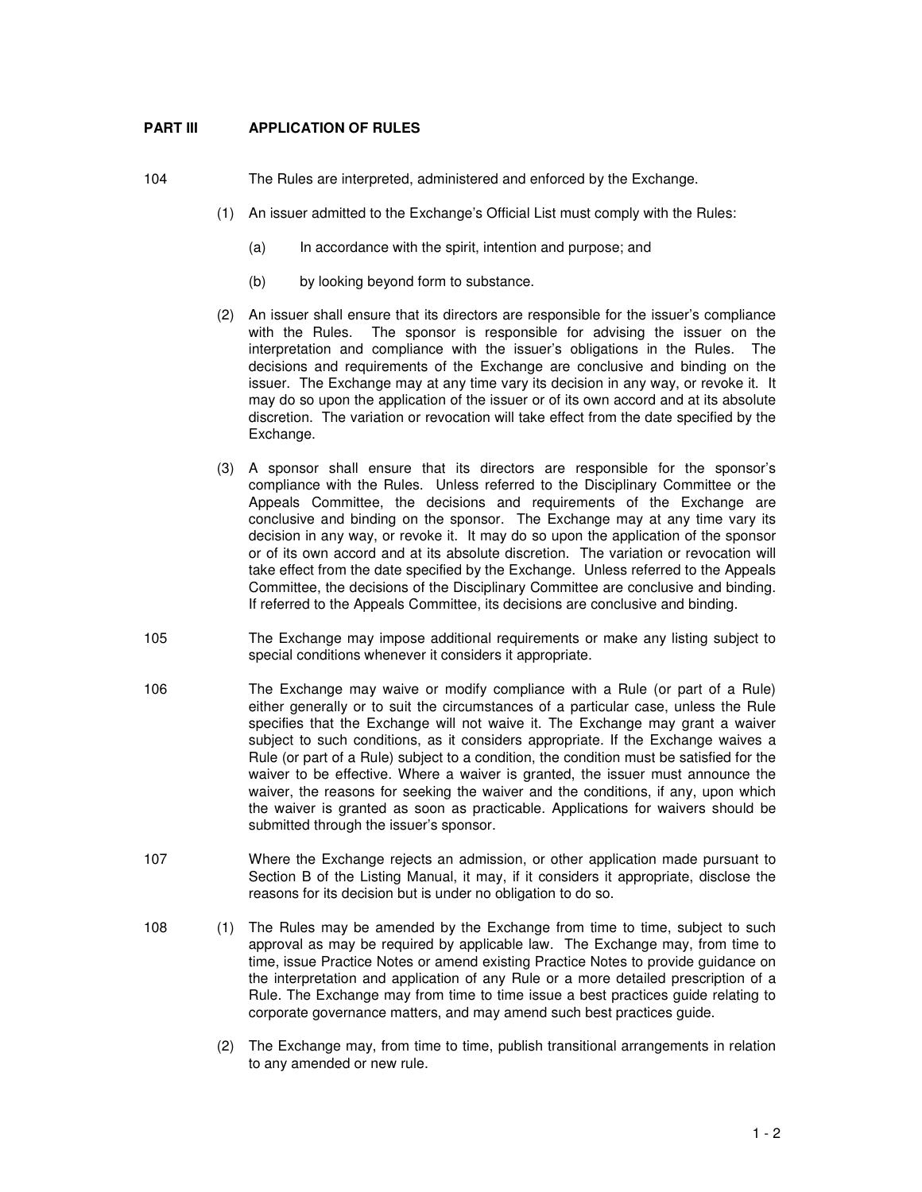## PART III APPLICATION OF RULES

104 The Rules are interpreted, administered and enforced by the Exchange.

(1) An issuer admitted to the Exchange's Official List must comply with the Rules:

(a) In accordance with the spirit, intention and purpose; and

(b) by looking beyond form to substance.

(2) An issuer shall ensure that its directors are responsible for the issuer's compliance with the Rules. The sponsor is responsible for advising the issuer on the interpretation and compliance with the issuer's obligations in the Rules. The decisions and requirements of the Exchange are conclusive and binding on the issuer. The Exchange may at any time vary its decision in any way, or revoke it. It may do so upon the application of the issuer or of its own accord and at its absolute discretion. The variation or revocation will take effect from the date specified by the Exchange.

(3) A sponsor shall ensure that its directors are responsible for the sponsor's compliance with the Rules. Unless referred to the Disciplinary Committee or the Appeals Committee, the decisions and requirements of the Exchange are conclusive and binding on the sponsor. The Exchange may at any time vary its decision in any way, or revoke it. It may do so upon the application of the sponsor or of its own accord and at its absolute discretion. The variation or revocation will take effect from the date specified by the Exchange. Unless referred to the Appeals Committee, the decisions of the Disciplinary Committee are conclusive and binding. If referred to the Appeals Committee, its decisions are conclusive and binding.

105 The Exchange may impose additional requirements or make any listing subject to special conditions whenever it considers it appropriate.

106 The Exchange may waive or modify compliance with a Rule (or part of a Rule) either generally or to suit the circumstances of a particular case, unless the Rule specifies that the Exchange will not waive it. The Exchange may grant a waiver subject to such conditions, as it considers appropriate. If the Exchange waives a Rule (or part of a Rule) subject to a condition, the condition must be satisfied for the waiver to be effective. Where a waiver is granted, the issuer must announce the waiver, the reasons for seeking the waiver and the conditions, if any, upon which the waiver is granted as soon as practicable. Applications for waivers should be submitted through the issuer's sponsor.

107 Where the Exchange rejects an admission, or other application made pursuant to Section B of the Listing Manual, it may, if it considers it appropriate, disclose the reasons for its decision but is under no obligation to do so.

108 (1) The Rules may be amended by the Exchange from time to time, subject to such approval as may be required by applicable law. The Exchange may, from time to time, issue Practice Notes or amend existing Practice Notes to provide guidance on the interpretation and application of any Rule or a more detailed prescription of a Rule. The Exchange may from time to time issue a best practices guide relating to corporate governance matters, and may amend such best practices guide.

(2) The Exchange may, from time to time, publish transitional arrangements in relation to any amended or new rule.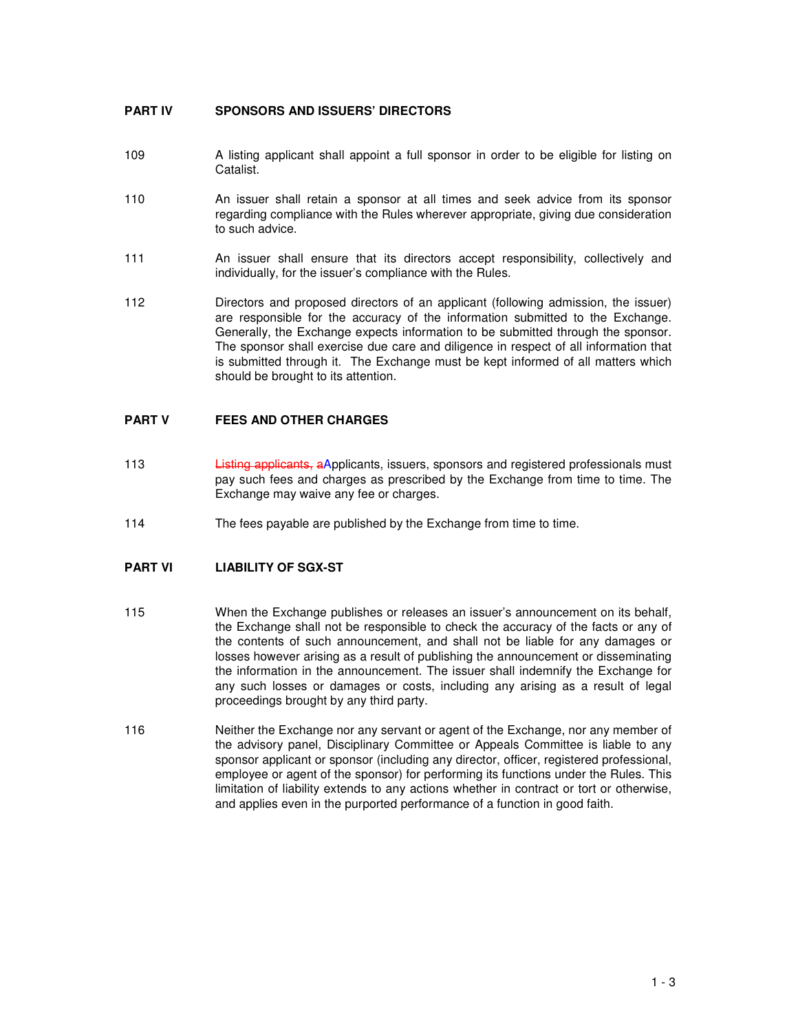## PART IV SPONSORS AND ISSUERS' DIRECTORS

109 A listing applicant shall appoint a full sponsor in order to be eligible for listing on Catalist.

110 An issuer shall retain a sponsor at all times and seek advice from its sponsor regarding compliance with the Rules wherever appropriate, giving due consideration to such advice.

111 An issuer shall ensure that its directors accept responsibility, collectively and individually, for the issuer's compliance with the Rules.

112 Directors and proposed directors of an applicant (following admission, the issuer) are responsible for the accuracy of the information submitted to the Exchange. Generally, the Exchange expects information to be submitted through the sponsor. The sponsor shall exercise due care and diligence in respect of all information that is submitted through it. The Exchange must be kept informed of all matters which should be brought to its attention.

## PART V FEES AND OTHER CHARGES

113 ~~Listing applicants, a~~Applicants, issuers, sponsors and registered professionals must pay such fees and charges as prescribed by the Exchange from time to time. The Exchange may waive any fee or charges.

114 The fees payable are published by the Exchange from time to time.

## PART VI LIABILITY OF SGX-ST

115 When the Exchange publishes or releases an issuer's announcement on its behalf, the Exchange shall not be responsible to check the accuracy of the facts or any of the contents of such announcement, and shall not be liable for any damages or losses however arising as a result of publishing the announcement or disseminating the information in the announcement. The issuer shall indemnify the Exchange for any such losses or damages or costs, including any arising as a result of legal proceedings brought by any third party.

116 Neither the Exchange nor any servant or agent of the Exchange, nor any member of the advisory panel, Disciplinary Committee or Appeals Committee is liable to any sponsor applicant or sponsor (including any director, officer, registered professional, employee or agent of the sponsor) for performing its functions under the Rules. This limitation of liability extends to any actions whether in contract or tort or otherwise, and applies even in the purported performance of a function in good faith.